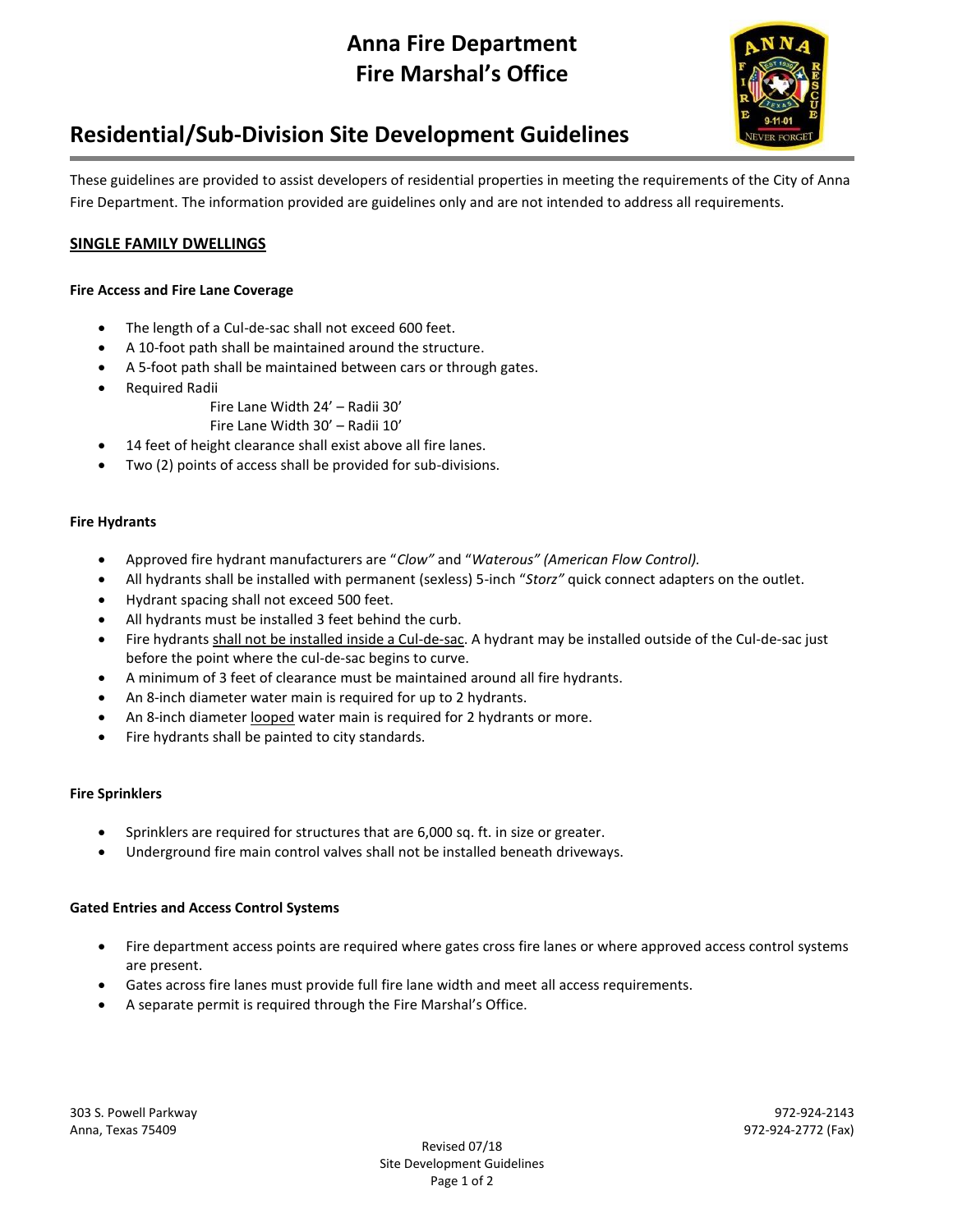# Anna Fire Department
# Fire Marshal's Office

## Residential/Sub-Division Site Development Guidelines

These guidelines are provided to assist developers of residential properties in meeting the requirements of the City of Anna Fire Department. The information provided are guidelines only and are not intended to address all requirements.

### SINGLE FAMILY DWELLINGS

#### Fire Access and Fire Lane Coverage

- The length of a Cul-de-sac shall not exceed 600 feet.
- A 10-foot path shall be maintained around the structure.
- A 5-foot path shall be maintained between cars or through gates.
- Required Radii
  - Fire Lane Width 24' – Radii 30'
  - Fire Lane Width 30' – Radii 10'
- 14 feet of height clearance shall exist above all fire lanes.
- Two (2) points of access shall be provided for sub-divisions.

#### Fire Hydrants

- Approved fire hydrant manufacturers are "*Clow"* and "*Waterous" (American Flow Control).*
- All hydrants shall be installed with permanent (sexless) 5-inch "*Storz"* quick connect adapters on the outlet.
- Hydrant spacing shall not exceed 500 feet.
- All hydrants must be installed 3 feet behind the curb.
- Fire hydrants <u>shall not be installed inside a Cul-de-sac</u>. A hydrant may be installed outside of the Cul-de-sac just before the point where the cul-de-sac begins to curve.
- A minimum of 3 feet of clearance must be maintained around all fire hydrants.
- An 8-inch diameter water main is required for up to 2 hydrants.
- An 8-inch diameter <u>looped</u> water main is required for 2 hydrants or more.
- Fire hydrants shall be painted to city standards.

#### Fire Sprinklers

- Sprinklers are required for structures that are 6,000 sq. ft. in size or greater.
- Underground fire main control valves shall not be installed beneath driveways.

#### Gated Entries and Access Control Systems

- Fire department access points are required where gates cross fire lanes or where approved access control systems are present.
- Gates across fire lanes must provide full fire lane width and meet all access requirements.
- A separate permit is required through the Fire Marshal's Office.

303 S. Powell Parkway
Anna, Texas 75409

972-924-2143
972-924-2772 (Fax)

Revised 07/18
Site Development Guidelines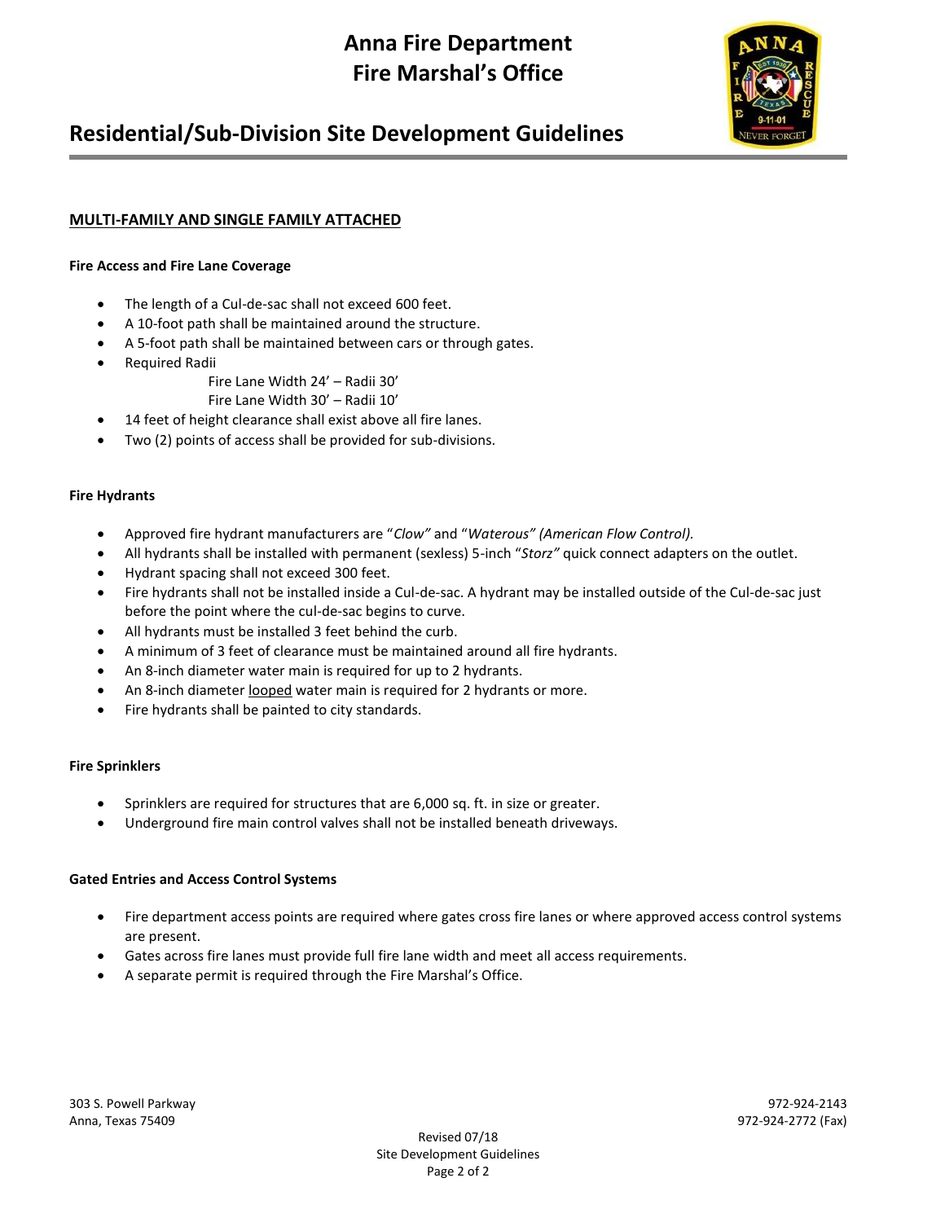# Anna Fire Department
# Fire Marshal's Office

## Residential/Sub-Division Site Development Guidelines

### MULTI-FAMILY AND SINGLE FAMILY ATTACHED

**Fire Access and Fire Lane Coverage**

- The length of a Cul-de-sac shall not exceed 600 feet.
- A 10-foot path shall be maintained around the structure.
- A 5-foot path shall be maintained between cars or through gates.
- Required Radii
  - Fire Lane Width 24' – Radii 30'
  - Fire Lane Width 30' – Radii 10'
- 14 feet of height clearance shall exist above all fire lanes.
- Two (2) points of access shall be provided for sub-divisions.

**Fire Hydrants**

- Approved fire hydrant manufacturers are "*Clow"* and "*Waterous" (American Flow Control).*
- All hydrants shall be installed with permanent (sexless) 5-inch "*Storz"* quick connect adapters on the outlet.
- Hydrant spacing shall not exceed 300 feet.
- Fire hydrants shall not be installed inside a Cul-de-sac. A hydrant may be installed outside of the Cul-de-sac just before the point where the cul-de-sac begins to curve.
- All hydrants must be installed 3 feet behind the curb.
- A minimum of 3 feet of clearance must be maintained around all fire hydrants.
- An 8-inch diameter water main is required for up to 2 hydrants.
- An 8-inch diameter looped water main is required for 2 hydrants or more.
- Fire hydrants shall be painted to city standards.

**Fire Sprinklers**

- Sprinklers are required for structures that are 6,000 sq. ft. in size or greater.
- Underground fire main control valves shall not be installed beneath driveways.

**Gated Entries and Access Control Systems**

- Fire department access points are required where gates cross fire lanes or where approved access control systems are present.
- Gates across fire lanes must provide full fire lane width and meet all access requirements.
- A separate permit is required through the Fire Marshal's Office.

303 S. Powell Parkway
Anna, Texas 75409

972-924-2143
972-924-2772 (Fax)

Revised 07/18
Site Development Guidelines